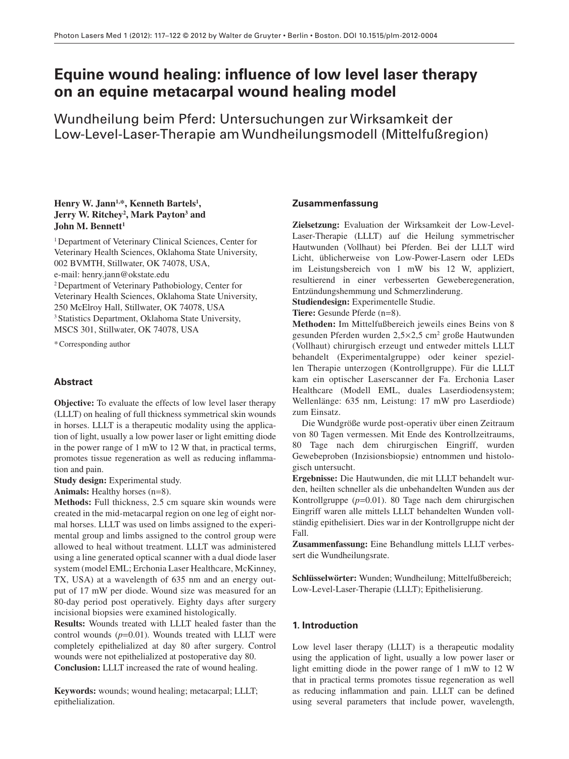# Equine wound healing: influence of low level laser therapy on an equine metacarpal wound healing model

## Wundheilung beim Pferd: Untersuchungen zur Wirksamkeit der Low-Level-Laser-Therapie am Wundheilungsmodell (Mittelfußregion)

**Henry W. Jann[1,*], Kenneth Bartels[1], Jerry W. Ritchey[2], Mark Payton[3] and John M. Bennett[1]**

[1] Department of Veterinary Clinical Sciences, Center for Veterinary Health Sciences, Oklahoma State University, 002 BVMTH, Stillwater, OK 74078, USA, e-mail: henry.jann@okstate.edu

[2] Department of Veterinary Pathobiology, Center for Veterinary Health Sciences, Oklahoma State University, 250 McElroy Hall, Stillwater, OK 74078, USA

[3] Statistics Department, Oklahoma State University, MSCS 301, Stillwater, OK 74078, USA

*Corresponding author

### Abstract

**Objective:** To evaluate the effects of low level laser therapy (LLLT) on healing of full thickness symmetrical skin wounds in horses. LLLT is a therapeutic modality using the application of light, usually a low power laser or light emitting diode in the power range of 1 mW to 12 W that, in practical terms, promotes tissue regeneration as well as reducing inflammation and pain.

**Study design:** Experimental study.

**Animals:** Healthy horses (n=8).

**Methods:** Full thickness, 2.5 cm square skin wounds were created in the mid-metacarpal region on one leg of eight normal horses. LLLT was used on limbs assigned to the experimental group and limbs assigned to the control group were allowed to heal without treatment. LLLT was administered using a line generated optical scanner with a dual diode laser system (model EML; Erchonia Laser Healthcare, McKinney, TX, USA) at a wavelength of 635 nm and an energy output of 17 mW per diode. Wound size was measured for an 80-day period post operatively. Eighty days after surgery incisional biopsies were examined histologically.

**Results:** Wounds treated with LLLT healed faster than the control wounds ($p$=0.01). Wounds treated with LLLT were completely epithelialized at day 80 after surgery. Control wounds were not epithelialized at postoperative day 80.

**Conclusion:** LLLT increased the rate of wound healing.

**Keywords:** wounds; wound healing; metacarpal; LLLT; epithelialization.

### Zusammenfassung

**Zielsetzung:** Evaluation der Wirksamkeit der Low-Level-Laser-Therapie (LLLT) auf die Heilung symmetrischer Hautwunden (Vollhaut) bei Pferden. Bei der LLLT wird Licht, üblicherweise von Low-Power-Lasern oder LEDs im Leistungsbereich von 1 mW bis 12 W, appliziert, resultierend in einer verbesserten Geweberegeneration, Entzündungshemmung und Schmerzlinderung.

**Studiendesign:** Experimentelle Studie.

**Tiere:** Gesunde Pferde (n=8).

**Methoden:** Im Mittelfußbereich jeweils eines Beins von 8 gesunden Pferden wurden 2,5×2,5 cm² große Hautwunden (Vollhaut) chirurgisch erzeugt und entweder mittels LLLT behandelt (Experimentalgruppe) oder keiner speziellen Therapie unterzogen (Kontrollgruppe). Für die LLLT kam ein optischer Laserscanner der Fa. Erchonia Laser Healthcare (Modell EML, duales Laserdiodensystem; Wellenlänge: 635 nm, Leistung: 17 mW pro Laserdiode) zum Einsatz.

Die Wundgröße wurde post-operativ über einen Zeitraum von 80 Tagen vermessen. Mit Ende des Kontrollzeitraums, 80 Tage nach dem chirurgischen Eingriff, wurden Gewebeproben (Inzisionsbiopsie) entnommen und histologisch untersucht.

**Ergebnisse:** Die Hautwunden, die mit LLLT behandelt wurden, heilten schneller als die unbehandelten Wunden aus der Kontrollgruppe ($p$=0.01). 80 Tage nach dem chirurgischen Eingriff waren alle mittels LLLT behandelten Wunden vollständig epithelisiert. Dies war in der Kontrollgruppe nicht der Fall.

**Zusammenfassung:** Eine Behandlung mittels LLLT verbessert die Wundheilungsrate.

**Schlüsselwörter:** Wunden; Wundheilung; Mittelfußbereich; Low-Level-Laser-Therapie (LLLT); Epithelisierung.

## 1. Introduction

Low level laser therapy (LLLT) is a therapeutic modality using the application of light, usually a low power laser or light emitting diode in the power range of 1 mW to 12 W that in practical terms promotes tissue regeneration as well as reducing inflammation and pain. LLLT can be defined using several parameters that include power, wavelength,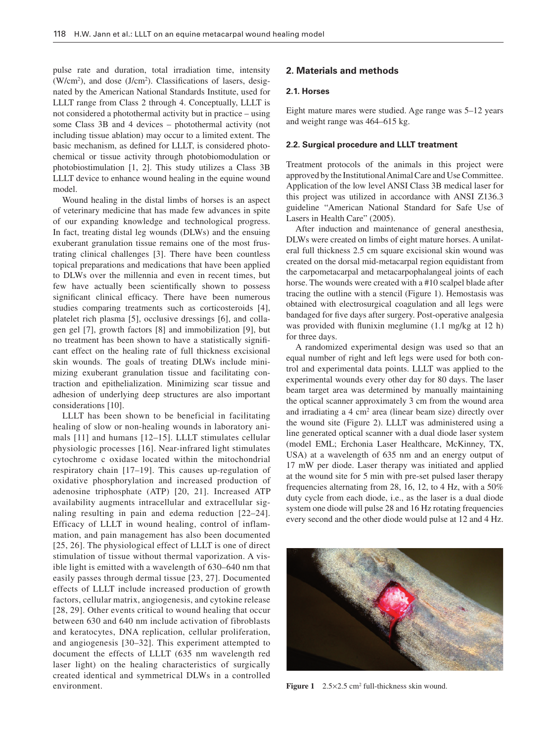pulse rate and duration, total irradiation time, intensity (W/cm$^2$), and dose (J/cm$^2$). Classifications of lasers, designated by the American National Standards Institute, used for LLLT range from Class 2 through 4. Conceptually, LLLT is not considered a photothermal activity but in practice – using some Class 3B and 4 devices – photothermal activity (not including tissue ablation) may occur to a limited extent. The basic mechanism, as defined for LLLT, is considered photochemical or tissue activity through photobiomodulation or photobiostimulation [1, 2]. This study utilizes a Class 3B LLLT device to enhance wound healing in the equine wound model.

Wound healing in the distal limbs of horses is an aspect of veterinary medicine that has made few advances in spite of our expanding knowledge and technological progress. In fact, treating distal leg wounds (DLWs) and the ensuing exuberant granulation tissue remains one of the most frustrating clinical challenges [3]. There have been countless topical preparations and medications that have been applied to DLWs over the millennia and even in recent times, but few have actually been scientifically shown to possess significant clinical efficacy. There have been numerous studies comparing treatments such as corticosteroids [4], platelet rich plasma [5], occlusive dressings [6], and collagen gel [7], growth factors [8] and immobilization [9], but no treatment has been shown to have a statistically significant effect on the healing rate of full thickness excisional skin wounds. The goals of treating DLWs include minimizing exuberant granulation tissue and facilitating contraction and epithelialization. Minimizing scar tissue and adhesion of underlying deep structures are also important considerations [10].

LLLT has been shown to be beneficial in facilitating healing of slow or non-healing wounds in laboratory animals [11] and humans [12–15]. LLLT stimulates cellular physiologic processes [16]. Near-infrared light stimulates cytochrome c oxidase located within the mitochondrial respiratory chain [17–19]. This causes up-regulation of oxidative phosphorylation and increased production of adenosine triphosphate (ATP) [20, 21]. Increased ATP availability augments intracellular and extracellular signaling resulting in pain and edema reduction [22–24]. Efficacy of LLLT in wound healing, control of inflammation, and pain management has also been documented [25, 26]. The physiological effect of LLLT is one of direct stimulation of tissue without thermal vaporization. A visible light is emitted with a wavelength of 630–640 nm that easily passes through dermal tissue [23, 27]. Documented effects of LLLT include increased production of growth factors, cellular matrix, angiogenesis, and cytokine release [28, 29]. Other events critical to wound healing that occur between 630 and 640 nm include activation of fibroblasts and keratocytes, DNA replication, cellular proliferation, and angiogenesis [30–32]. This experiment attempted to document the effects of LLLT (635 nm wavelength red laser light) on the healing characteristics of surgically created identical and symmetrical DLWs in a controlled environment.

## 2. Materials and methods

### 2.1. Horses

Eight mature mares were studied. Age range was 5–12 years and weight range was 464–615 kg.

### 2.2. Surgical procedure and LLLT treatment

Treatment protocols of the animals in this project were approved by the Institutional Animal Care and Use Committee. Application of the low level ANSI Class 3B medical laser for this project was utilized in accordance with ANSI Z136.3 guideline "American National Standard for Safe Use of Lasers in Health Care" (2005).

After induction and maintenance of general anesthesia, DLWs were created on limbs of eight mature horses. A unilateral full thickness 2.5 cm square excisional skin wound was created on the dorsal mid-metacarpal region equidistant from the carpometacarpal and metacarpophalangeal joints of each horse. The wounds were created with a #10 scalpel blade after tracing the outline with a stencil (Figure 1). Hemostasis was obtained with electrosurgical coagulation and all legs were bandaged for five days after surgery. Post-operative analgesia was provided with flunixin meglumine (1.1 mg/kg at 12 h) for three days.

A randomized experimental design was used so that an equal number of right and left legs were used for both control and experimental data points. LLLT was applied to the experimental wounds every other day for 80 days. The laser beam target area was determined by manually maintaining the optical scanner approximately 3 cm from the wound area and irradiating a 4 cm$^2$ area (linear beam size) directly over the wound site (Figure 2). LLLT was administered using a line generated optical scanner with a dual diode laser system (model EML; Erchonia Laser Healthcare, McKinney, TX, USA) at a wavelength of 635 nm and an energy output of 17 mW per diode. Laser therapy was initiated and applied at the wound site for 5 min with pre-set pulsed laser therapy frequencies alternating from 28, 16, 12, to 4 Hz, with a 50% duty cycle from each diode, i.e., as the laser is a dual diode system one diode will pulse 28 and 16 Hz rotating frequencies every second and the other diode would pulse at 12 and 4 Hz.

**Figure 1** 2.5×2.5 cm$^2$ full-thickness skin wound.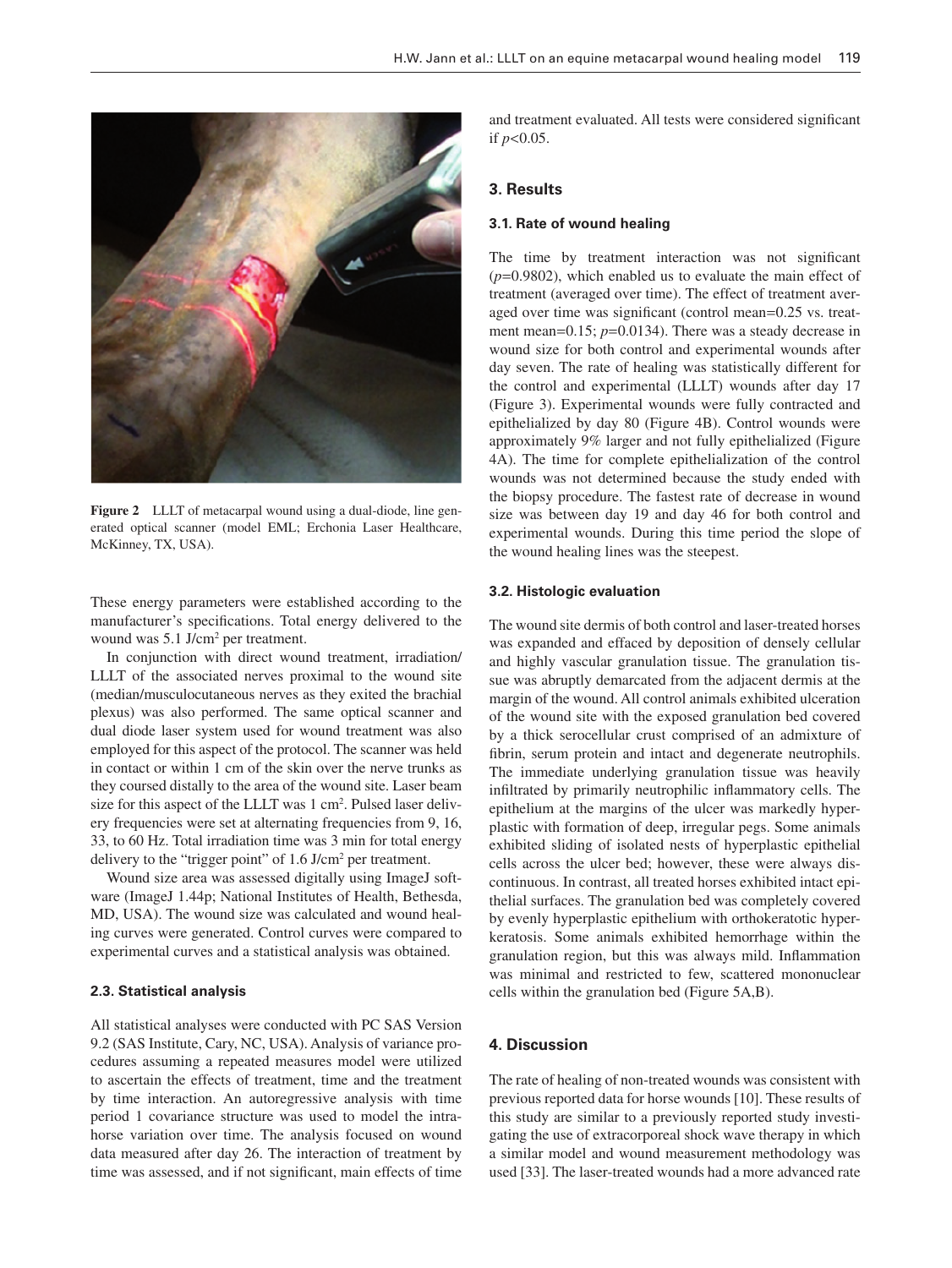Figure 2 LLLT of metacarpal wound using a dual-diode, line generated optical scanner (model EML; Erchonia Laser Healthcare, McKinney, TX, USA).

These energy parameters were established according to the manufacturer's specifications. Total energy delivered to the wound was 5.1 J/cm$^2$ per treatment.

In conjunction with direct wound treatment, irradiation/LLLT of the associated nerves proximal to the wound site (median/musculocutaneous nerves as they exited the brachial plexus) was also performed. The same optical scanner and dual diode laser system used for wound treatment was also employed for this aspect of the protocol. The scanner was held in contact or within 1 cm of the skin over the nerve trunks as they coursed distally to the area of the wound site. Laser beam size for this aspect of the LLLT was 1 cm$^2$. Pulsed laser delivery frequencies were set at alternating frequencies from 9, 16, 33, to 60 Hz. Total irradiation time was 3 min for total energy delivery to the "trigger point" of 1.6 J/cm$^2$ per treatment.

Wound size area was assessed digitally using ImageJ software (ImageJ 1.44p; National Institutes of Health, Bethesda, MD, USA). The wound size was calculated and wound healing curves were generated. Control curves were compared to experimental curves and a statistical analysis was obtained.

### 2.3. Statistical analysis

All statistical analyses were conducted with PC SAS Version 9.2 (SAS Institute, Cary, NC, USA). Analysis of variance procedures assuming a repeated measures model were utilized to ascertain the effects of treatment, time and the treatment by time interaction. An autoregressive analysis with time period 1 covariance structure was used to model the intrahorse variation over time. The analysis focused on wound data measured after day 26. The interaction of treatment by time was assessed, and if not significant, main effects of time and treatment evaluated. All tests were considered significant if $p<0.05$.

## 3. Results

### 3.1. Rate of wound healing

The time by treatment interaction was not significant ($p=0.9802$), which enabled us to evaluate the main effect of treatment (averaged over time). The effect of treatment averaged over time was significant (control mean=0.25 vs. treatment mean=0.15; $p=0.0134$). There was a steady decrease in wound size for both control and experimental wounds after day seven. The rate of healing was statistically different for the control and experimental (LLLT) wounds after day 17 (Figure 3). Experimental wounds were fully contracted and epithelialized by day 80 (Figure 4B). Control wounds were approximately 9% larger and not fully epithelialized (Figure 4A). The time for complete epithelialization of the control wounds was not determined because the study ended with the biopsy procedure. The fastest rate of decrease in wound size was between day 19 and day 46 for both control and experimental wounds. During this time period the slope of the wound healing lines was the steepest.

### 3.2. Histologic evaluation

The wound site dermis of both control and laser-treated horses was expanded and effaced by deposition of densely cellular and highly vascular granulation tissue. The granulation tissue was abruptly demarcated from the adjacent dermis at the margin of the wound. All control animals exhibited ulceration of the wound site with the exposed granulation bed covered by a thick serocellular crust comprised of an admixture of fibrin, serum protein and intact and degenerate neutrophils. The immediate underlying granulation tissue was heavily infiltrated by primarily neutrophilic inflammatory cells. The epithelium at the margins of the ulcer was markedly hyperplastic with formation of deep, irregular pegs. Some animals exhibited sliding of isolated nests of hyperplastic epithelial cells across the ulcer bed; however, these were always discontinuous. In contrast, all treated horses exhibited intact epithelial surfaces. The granulation bed was completely covered by evenly hyperplastic epithelium with orthokeratotic hyperkeratosis. Some animals exhibited hemorrhage within the granulation region, but this was always mild. Inflammation was minimal and restricted to few, scattered mononuclear cells within the granulation bed (Figure 5A,B).

## 4. Discussion

The rate of healing of non-treated wounds was consistent with previous reported data for horse wounds [10]. These results of this study are similar to a previously reported study investigating the use of extracorporeal shock wave therapy in which a similar model and wound measurement methodology was used [33]. The laser-treated wounds had a more advanced rate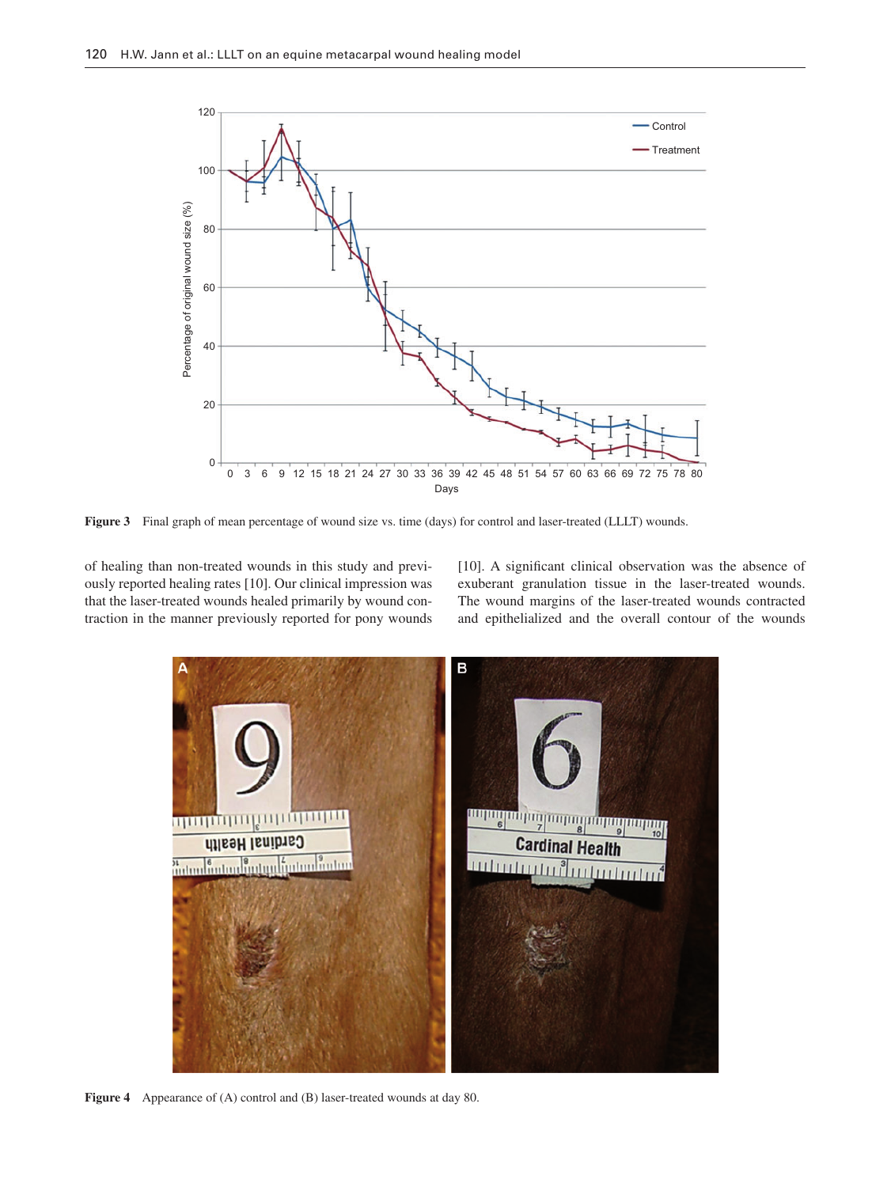Figure 3 Final graph of mean percentage of wound size vs. time (days) for control and laser-treated (LLLT) wounds.

of healing than non-treated wounds in this study and previously reported healing rates [10]. Our clinical impression was that the laser-treated wounds healed primarily by wound contraction in the manner previously reported for pony wounds [10]. A significant clinical observation was the absence of exuberant granulation tissue in the laser-treated wounds. The wound margins of the laser-treated wounds contracted and epithelialized and the overall contour of the wounds

Figure 4 Appearance of (A) control and (B) laser-treated wounds at day 80.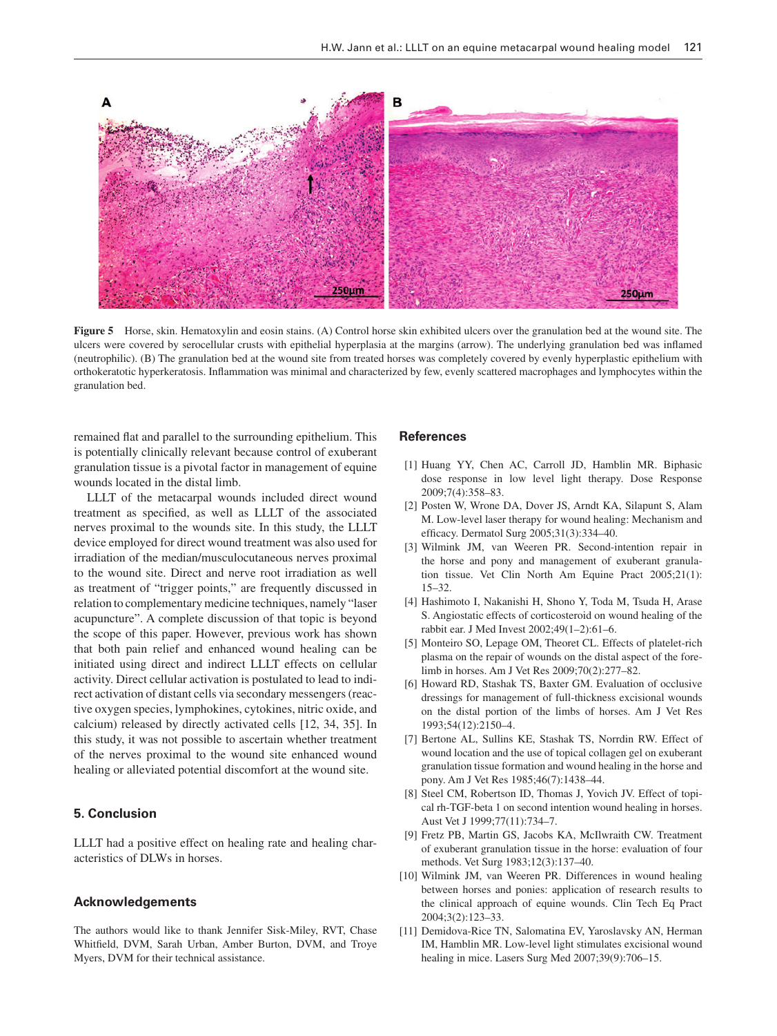**Figure 5** Horse, skin. Hematoxylin and eosin stains. (A) Control horse skin exhibited ulcers over the granulation bed at the wound site. The ulcers were covered by serocellular crusts with epithelial hyperplasia at the margins (arrow). The underlying granulation bed was inflamed (neutrophilic). (B) The granulation bed at the wound site from treated horses was completely covered by evenly hyperplastic epithelium with orthokeratotic hyperkeratosis. Inflammation was minimal and characterized by few, evenly scattered macrophages and lymphocytes within the granulation bed.

remained flat and parallel to the surrounding epithelium. This is potentially clinically relevant because control of exuberant granulation tissue is a pivotal factor in management of equine wounds located in the distal limb.

LLLT of the metacarpal wounds included direct wound treatment as specified, as well as LLLT of the associated nerves proximal to the wounds site. In this study, the LLLT device employed for direct wound treatment was also used for irradiation of the median/musculocutaneous nerves proximal to the wound site. Direct and nerve root irradiation as well as treatment of "trigger points," are frequently discussed in relation to complementary medicine techniques, namely "laser acupuncture". A complete discussion of that topic is beyond the scope of this paper. However, previous work has shown that both pain relief and enhanced wound healing can be initiated using direct and indirect LLLT effects on cellular activity. Direct cellular activation is postulated to lead to indirect activation of distant cells via secondary messengers (reactive oxygen species, lymphokines, cytokines, nitric oxide, and calcium) released by directly activated cells [12, 34, 35]. In this study, it was not possible to ascertain whether treatment of the nerves proximal to the wound site enhanced wound healing or alleviated potential discomfort at the wound site.

## 5. Conclusion

LLLT had a positive effect on healing rate and healing characteristics of DLWs in horses.

## Acknowledgements

The authors would like to thank Jennifer Sisk-Miley, RVT, Chase Whitfield, DVM, Sarah Urban, Amber Burton, DVM, and Troye Myers, DVM for their technical assistance.

## References

[1] Huang YY, Chen AC, Carroll JD, Hamblin MR. Biphasic dose response in low level light therapy. Dose Response 2009;7(4):358–83.

[2] Posten W, Wrone DA, Dover JS, Arndt KA, Silapunt S, Alam M. Low-level laser therapy for wound healing: Mechanism and efficacy. Dermatol Surg 2005;31(3):334–40.

[3] Wilmink JM, van Weeren PR. Second-intention repair in the horse and pony and management of exuberant granulation tissue. Vet Clin North Am Equine Pract 2005;21(1):15–32.

[4] Hashimoto I, Nakanishi H, Shono Y, Toda M, Tsuda H, Arase S. Angiostatic effects of corticosteroid on wound healing of the rabbit ear. J Med Invest 2002;49(1–2):61–6.

[5] Monteiro SO, Lepage OM, Theoret CL. Effects of platelet-rich plasma on the repair of wounds on the distal aspect of the forelimb in horses. Am J Vet Res 2009;70(2):277–82.

[6] Howard RD, Stashak TS, Baxter GM. Evaluation of occlusive dressings for management of full-thickness excisional wounds on the distal portion of the limbs of horses. Am J Vet Res 1993;54(12):2150–4.

[7] Bertone AL, Sullins KE, Stashak TS, Norrdin RW. Effect of wound location and the use of topical collagen gel on exuberant granulation tissue formation and wound healing in the horse and pony. Am J Vet Res 1985;46(7):1438–44.

[8] Steel CM, Robertson ID, Thomas J, Yovich JV. Effect of topical rh-TGF-beta 1 on second intention wound healing in horses. Aust Vet J 1999;77(11):734–7.

[9] Fretz PB, Martin GS, Jacobs KA, McIlwraith CW. Treatment of exuberant granulation tissue in the horse: evaluation of four methods. Vet Surg 1983;12(3):137–40.

[10] Wilmink JM, van Weeren PR. Differences in wound healing between horses and ponies: application of research results to the clinical approach of equine wounds. Clin Tech Eq Pract 2004;3(2):123–33.

[11] Demidova-Rice TN, Salomatina EV, Yaroslavsky AN, Herman IM, Hamblin MR. Low-level light stimulates excisional wound healing in mice. Lasers Surg Med 2007;39(9):706–15.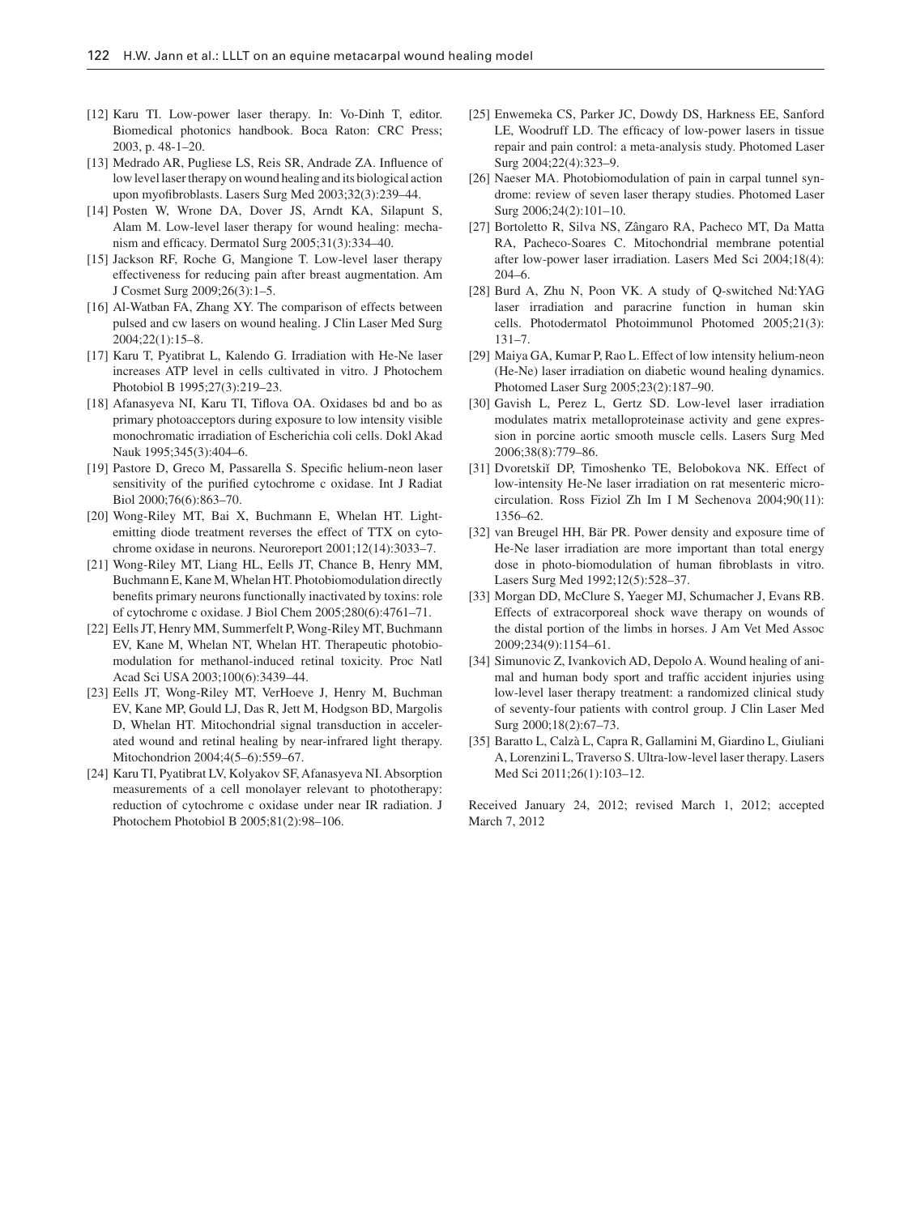[12] Karu TI. Low-power laser therapy. In: Vo-Dinh T, editor. Biomedical photonics handbook. Boca Raton: CRC Press; 2003, p. 48-1–20.

[13] Medrado AR, Pugliese LS, Reis SR, Andrade ZA. Influence of low level laser therapy on wound healing and its biological action upon myofibroblasts. Lasers Surg Med 2003;32(3):239–44.

[14] Posten W, Wrone DA, Dover JS, Arndt KA, Silapunt S, Alam M. Low-level laser therapy for wound healing: mechanism and efficacy. Dermatol Surg 2005;31(3):334–40.

[15] Jackson RF, Roche G, Mangione T. Low-level laser therapy effectiveness for reducing pain after breast augmentation. Am J Cosmet Surg 2009;26(3):1–5.

[16] Al-Watban FA, Zhang XY. The comparison of effects between pulsed and cw lasers on wound healing. J Clin Laser Med Surg 2004;22(1):15–8.

[17] Karu T, Pyatibrat L, Kalendo G. Irradiation with He-Ne laser increases ATP level in cells cultivated in vitro. J Photochem Photobiol B 1995;27(3):219–23.

[18] Afanasyeva NI, Karu TI, Tiflova OA. Oxidases bd and bo as primary photoacceptors during exposure to low intensity visible monochromatic irradiation of Escherichia coli cells. Dokl Akad Nauk 1995;345(3):404–6.

[19] Pastore D, Greco M, Passarella S. Specific helium-neon laser sensitivity of the purified cytochrome c oxidase. Int J Radiat Biol 2000;76(6):863–70.

[20] Wong-Riley MT, Bai X, Buchmann E, Whelan HT. Light-emitting diode treatment reverses the effect of TTX on cytochrome oxidase in neurons. Neuroreport 2001;12(14):3033–7.

[21] Wong-Riley MT, Liang HL, Eells JT, Chance B, Henry MM, Buchmann E, Kane M, Whelan HT. Photobiomodulation directly benefits primary neurons functionally inactivated by toxins: role of cytochrome c oxidase. J Biol Chem 2005;280(6):4761–71.

[22] Eells JT, Henry MM, Summerfelt P, Wong-Riley MT, Buchmann EV, Kane M, Whelan NT, Whelan HT. Therapeutic photobiomodulation for methanol-induced retinal toxicity. Proc Natl Acad Sci USA 2003;100(6):3439–44.

[23] Eells JT, Wong-Riley MT, VerHoeve J, Henry M, Buchman EV, Kane MP, Gould LJ, Das R, Jett M, Hodgson BD, Margolis D, Whelan HT. Mitochondrial signal transduction in accelerated wound and retinal healing by near-infrared light therapy. Mitochondrion 2004;4(5–6):559–67.

[24] Karu TI, Pyatibrat LV, Kolyakov SF, Afanasyeva NI. Absorption measurements of a cell monolayer relevant to phototherapy: reduction of cytochrome c oxidase under near IR radiation. J Photochem Photobiol B 2005;81(2):98–106.

[25] Enwemeka CS, Parker JC, Dowdy DS, Harkness EE, Sanford LE, Woodruff LD. The efficacy of low-power lasers in tissue repair and pain control: a meta-analysis study. Photomed Laser Surg 2004;22(4):323–9.

[26] Naeser MA. Photobiomodulation of pain in carpal tunnel syndrome: review of seven laser therapy studies. Photomed Laser Surg 2006;24(2):101–10.

[27] Bortoletto R, Silva NS, Zângaro RA, Pacheco MT, Da Matta RA, Pacheco-Soares C. Mitochondrial membrane potential after low-power laser irradiation. Lasers Med Sci 2004;18(4): 204–6.

[28] Burd A, Zhu N, Poon VK. A study of Q-switched Nd:YAG laser irradiation and paracrine function in human skin cells. Photodermatol Photoimmunol Photomed 2005;21(3): 131–7.

[29] Maiya GA, Kumar P, Rao L. Effect of low intensity helium-neon (He-Ne) laser irradiation on diabetic wound healing dynamics. Photomed Laser Surg 2005;23(2):187–90.

[30] Gavish L, Perez L, Gertz SD. Low-level laser irradiation modulates matrix metalloproteinase activity and gene expression in porcine aortic smooth muscle cells. Lasers Surg Med 2006;38(8):779–86.

[31] Dvoretskiĭ DP, Timoshenko TE, Belobokova NK. Effect of low-intensity He-Ne laser irradiation on rat mesenteric microcirculation. Ross Fiziol Zh Im I M Sechenova 2004;90(11): 1356–62.

[32] van Breugel HH, Bär PR. Power density and exposure time of He-Ne laser irradiation are more important than total energy dose in photo-biomodulation of human fibroblasts in vitro. Lasers Surg Med 1992;12(5):528–37.

[33] Morgan DD, McClure S, Yaeger MJ, Schumacher J, Evans RB. Effects of extracorporeal shock wave therapy on wounds of the distal portion of the limbs in horses. J Am Vet Med Assoc 2009;234(9):1154–61.

[34] Simunovic Z, Ivankovich AD, Depolo A. Wound healing of animal and human body sport and traffic accident injuries using low-level laser therapy treatment: a randomized clinical study of seventy-four patients with control group. J Clin Laser Med Surg 2000;18(2):67–73.

[35] Baratto L, Calzà L, Capra R, Gallamini M, Giardino L, Giuliani A, Lorenzini L, Traverso S. Ultra-low-level laser therapy. Lasers Med Sci 2011;26(1):103–12.

Received January 24, 2012; revised March 1, 2012; accepted March 7, 2012